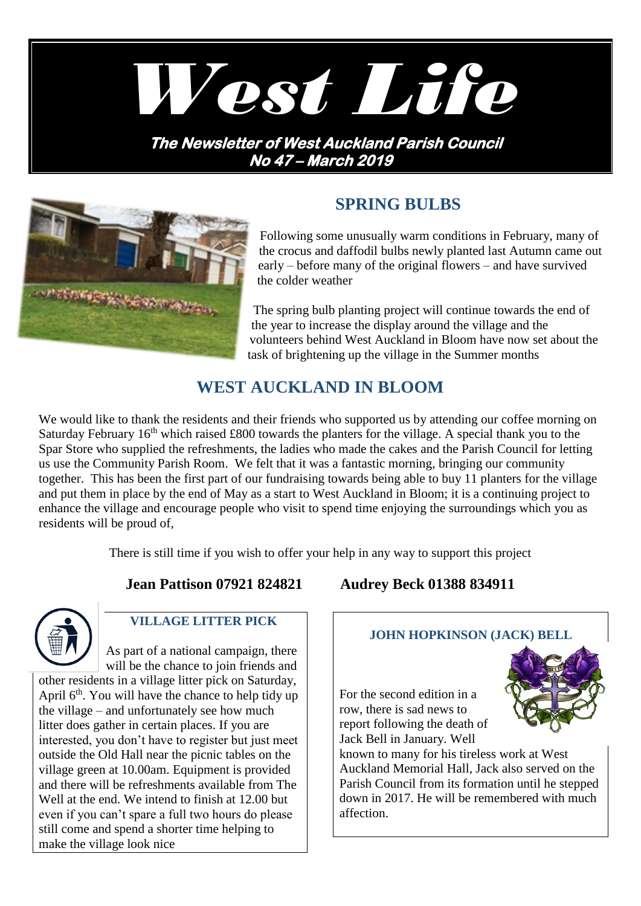# West Life

**The Newsletter of West Auckland Parish Council**
**No 47 – March 2019**

## SPRING BULBS

Following some unusually warm conditions in February, many of the crocus and daffodil bulbs newly planted last Autumn came out early – before many of the original flowers – and have survived the colder weather

The spring bulb planting project will continue towards the end of the year to increase the display around the village and the volunteers behind West Auckland in Bloom have now set about the task of brightening up the village in the Summer months

## WEST AUCKLAND IN BLOOM

We would like to thank the residents and their friends who supported us by attending our coffee morning on Saturday February 16th which raised £800 towards the planters for the village. A special thank you to the Spar Store who supplied the refreshments, the ladies who made the cakes and the Parish Council for letting us use the Community Parish Room. We felt that it was a fantastic morning, bringing our community together. This has been the first part of our fundraising towards being able to buy 11 planters for the village and put them in place by the end of May as a start to West Auckland in Bloom; it is a continuing project to enhance the village and encourage people who visit to spend time enjoying the surroundings which you as residents will be proud of,

There is still time if you wish to offer your help in any way to support this project

**Jean Pattison 07921 824821** **Audrey Beck 01388 834911**

### VILLAGE LITTER PICK

As part of a national campaign, there will be the chance to join friends and other residents in a village litter pick on Saturday, April 6th. You will have the chance to help tidy up the village – and unfortunately see how much litter does gather in certain places. If you are interested, you don't have to register but just meet outside the Old Hall near the picnic tables on the village green at 10.00am. Equipment is provided and there will be refreshments available from The Well at the end. We intend to finish at 12.00 but even if you can't spare a full two hours do please still come and spend a shorter time helping to make the village look nice

### JOHN HOPKINSON (JACK) BELL

For the second edition in a row, there is sad news to report following the death of Jack Bell in January. Well known to many for his tireless work at West Auckland Memorial Hall, Jack also served on the Parish Council from its formation until he stepped down in 2017. He will be remembered with much affection.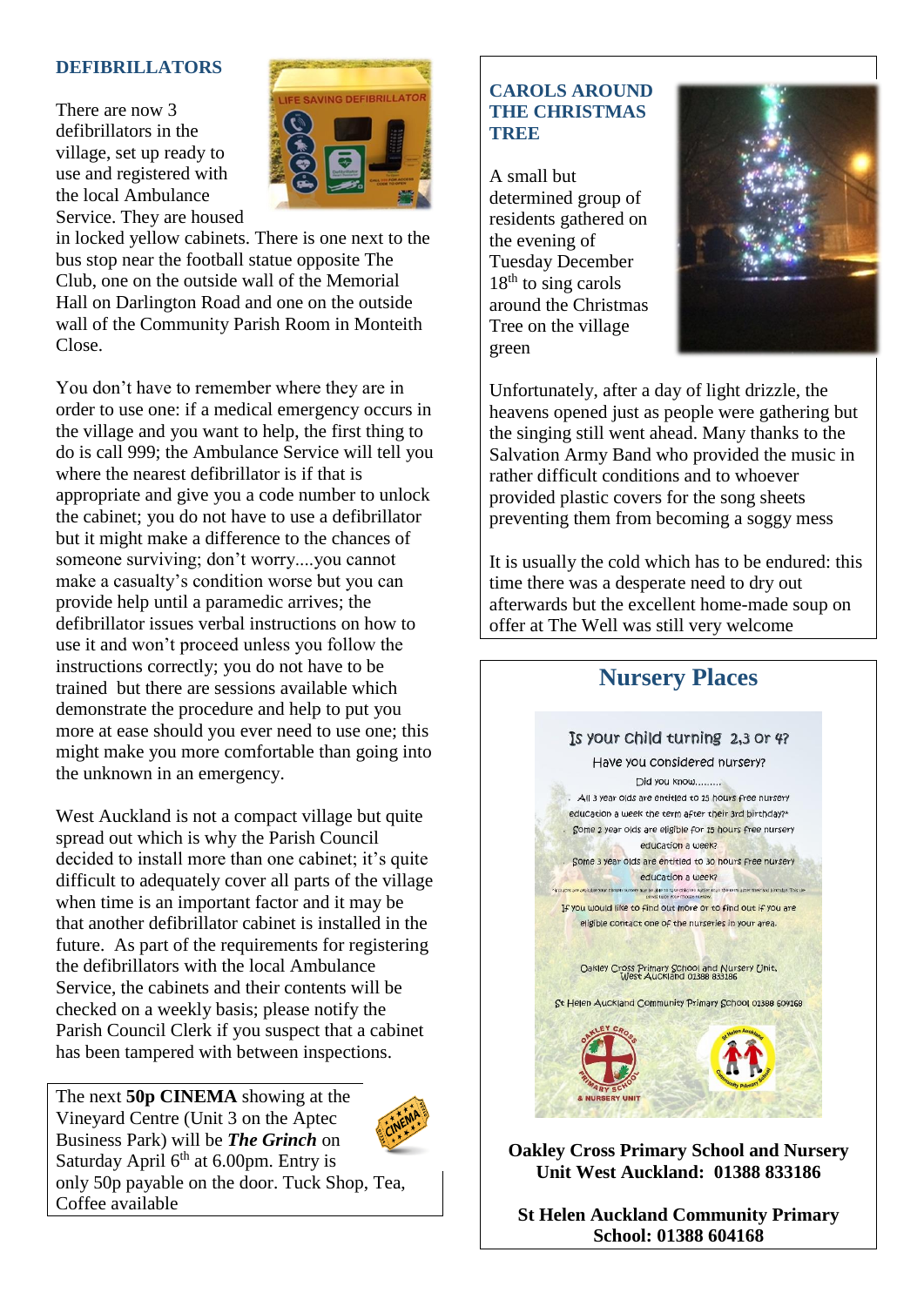## DEFIBRILLATORS

There are now 3 defibrillators in the village, set up ready to use and registered with the local Ambulance Service. They are housed in locked yellow cabinets. There is one next to the bus stop near the football statue opposite The Club, one on the outside wall of the Memorial Hall on Darlington Road and one on the outside wall of the Community Parish Room in Monteith Close.

You don't have to remember where they are in order to use one: if a medical emergency occurs in the village and you want to help, the first thing to do is call 999; the Ambulance Service will tell you where the nearest defibrillator is if that is appropriate and give you a code number to unlock the cabinet; you do not have to use a defibrillator but it might make a difference to the chances of someone surviving; don't worry....you cannot make a casualty's condition worse but you can provide help until a paramedic arrives; the defibrillator issues verbal instructions on how to use it and won't proceed unless you follow the instructions correctly; you do not have to be trained but there are sessions available which demonstrate the procedure and help to put you more at ease should you ever need to use one; this might make you more comfortable than going into the unknown in an emergency.

West Auckland is not a compact village but quite spread out which is why the Parish Council decided to install more than one cabinet; it's quite difficult to adequately cover all parts of the village when time is an important factor and it may be that another defibrillator cabinet is installed in the future. As part of the requirements for registering the defibrillators with the local Ambulance Service, the cabinets and their contents will be checked on a weekly basis; please notify the Parish Council Clerk if you suspect that a cabinet has been tampered with between inspections.

The next **50p CINEMA** showing at the Vineyard Centre (Unit 3 on the Aptec Business Park) will be ***The Grinch*** on Saturday April 6th at 6.00pm. Entry is only 50p payable on the door. Tuck Shop, Tea, Coffee available

## CAROLS AROUND THE CHRISTMAS TREE

A small but determined group of residents gathered on the evening of Tuesday December 18th to sing carols around the Christmas Tree on the village green

Unfortunately, after a day of light drizzle, the heavens opened just as people were gathering but the singing still went ahead. Many thanks to the Salvation Army Band who provided the music in rather difficult conditions and to whoever provided plastic covers for the song sheets preventing them from becoming a soggy mess

It is usually the cold which has to be endured: this time there was a desperate need to dry out afterwards but the excellent home-made soup on offer at The Well was still very welcome

## Nursery Places

Is your child turning 2,3 or 4?

Have you considered nursery?

Did you know.........

All 3 year olds are entitled to 15 hours free nursery education a week the term after their 3rd birthday?*

Some 2 year olds are eligible for 15 hours free nursery education a week?

Some 3 year olds are entitled to 30 hours free nursery education a week?

If you would like to find out more or to find out if you are eligible contact one of the nurseries in your area.

Oakley Cross Primary School and Nursery Unit, West Auckland 01388 833186

St Helen Auckland Community Primary School 01388 604168

**Oakley Cross Primary School and Nursery Unit West Auckland: 01388 833186**

**St Helen Auckland Community Primary School: 01388 604168**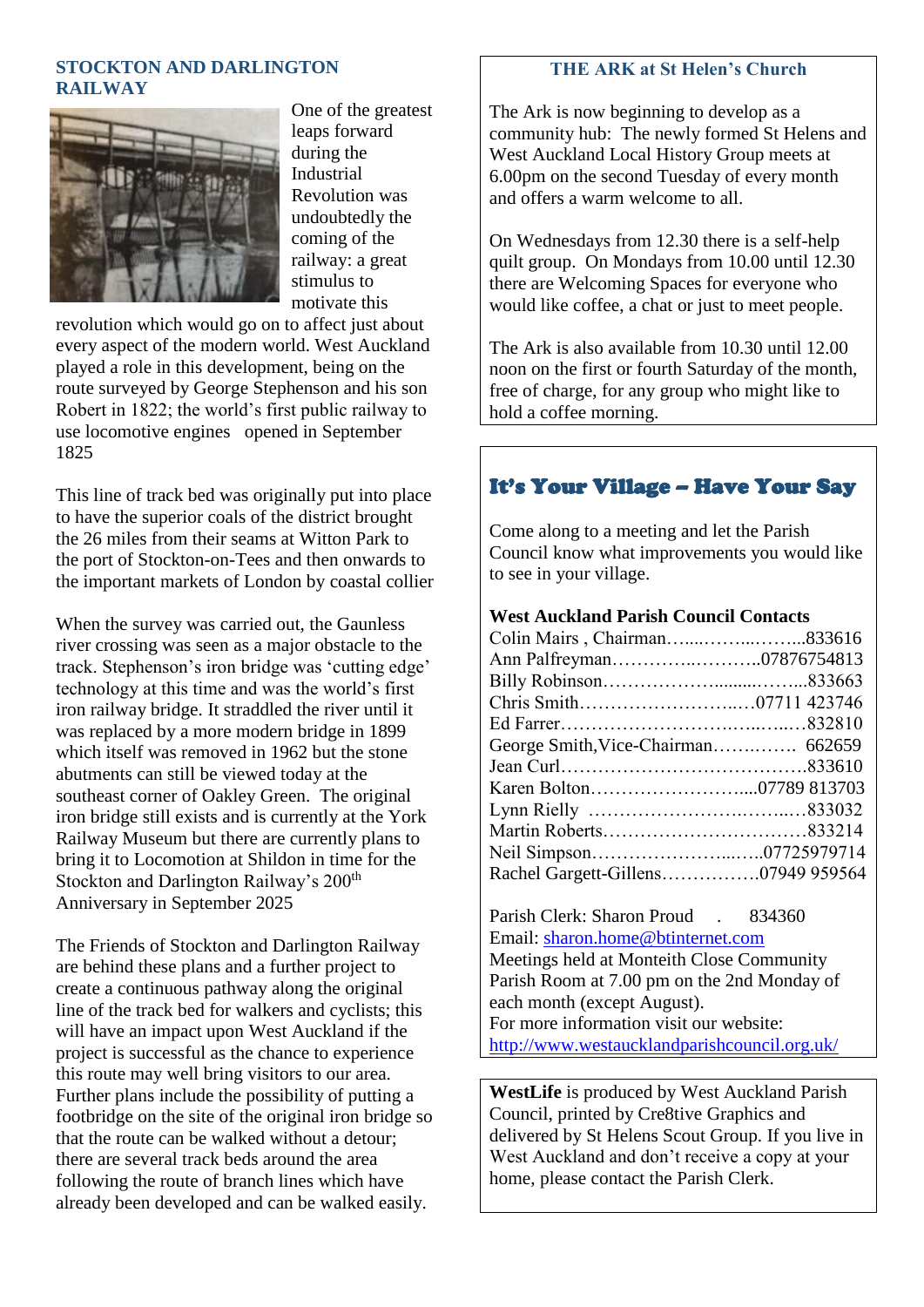## STOCKTON AND DARLINGTON RAILWAY

One of the greatest leaps forward during the Industrial Revolution was undoubtedly the coming of the railway: a great stimulus to motivate this revolution which would go on to affect just about every aspect of the modern world. West Auckland played a role in this development, being on the route surveyed by George Stephenson and his son Robert in 1822; the world's first public railway to use locomotive engines opened in September 1825

This line of track bed was originally put into place to have the superior coals of the district brought the 26 miles from their seams at Witton Park to the port of Stockton-on-Tees and then onwards to the important markets of London by coastal collier

When the survey was carried out, the Gaunless river crossing was seen as a major obstacle to the track. Stephenson's iron bridge was 'cutting edge' technology at this time and was the world's first iron railway bridge. It straddled the river until it was replaced by a more modern bridge in 1899 which itself was removed in 1962 but the stone abutments can still be viewed today at the southeast corner of Oakley Green. The original iron bridge still exists and is currently at the York Railway Museum but there are currently plans to bring it to Locomotion at Shildon in time for the Stockton and Darlington Railway's 200th Anniversary in September 2025

The Friends of Stockton and Darlington Railway are behind these plans and a further project to create a continuous pathway along the original line of the track bed for walkers and cyclists; this will have an impact upon West Auckland if the project is successful as the chance to experience this route may well bring visitors to our area. Further plans include the possibility of putting a footbridge on the site of the original iron bridge so that the route can be walked without a detour; there are several track beds around the area following the route of branch lines which have already been developed and can be walked easily.

## THE ARK at St Helen's Church

The Ark is now beginning to develop as a community hub: The newly formed St Helens and West Auckland Local History Group meets at 6.00pm on the second Tuesday of every month and offers a warm welcome to all.

On Wednesdays from 12.30 there is a self-help quilt group. On Mondays from 10.00 until 12.30 there are Welcoming Spaces for everyone who would like coffee, a chat or just to meet people.

The Ark is also available from 10.30 until 12.00 noon on the first or fourth Saturday of the month, free of charge, for any group who might like to hold a coffee morning.

## It's Your Village – Have Your Say

Come along to a meeting and let the Parish Council know what improvements you would like to see in your village.

**West Auckland Parish Council Contacts**

Colin Mairs , Chairman……………………833616
Ann Palfreyman……………………07876754813
Billy Robinson……………………………833663
Chris Smith……………………………07711 423746
Ed Farrer……………………………………832810
George Smith,Vice-Chairman…………… 662659
Jean Curl……………………………………833610
Karen Bolton……………………………07789 813703
Lynn Rielly ……………………………………833032
Martin Roberts………………………………833214
Neil Simpson……………………………07725979714
Rachel Gargett-Gillens……………07949 959564

Parish Clerk: Sharon Proud . 834360
Email: sharon.home@btinternet.com
Meetings held at Monteith Close Community Parish Room at 7.00 pm on the 2nd Monday of each month (except August).
For more information visit our website:
http://www.westaucklandparishcouncil.org.uk/

**WestLife** is produced by West Auckland Parish Council, printed by Cre8tive Graphics and delivered by St Helens Scout Group. If you live in West Auckland and don't receive a copy at your home, please contact the Parish Clerk.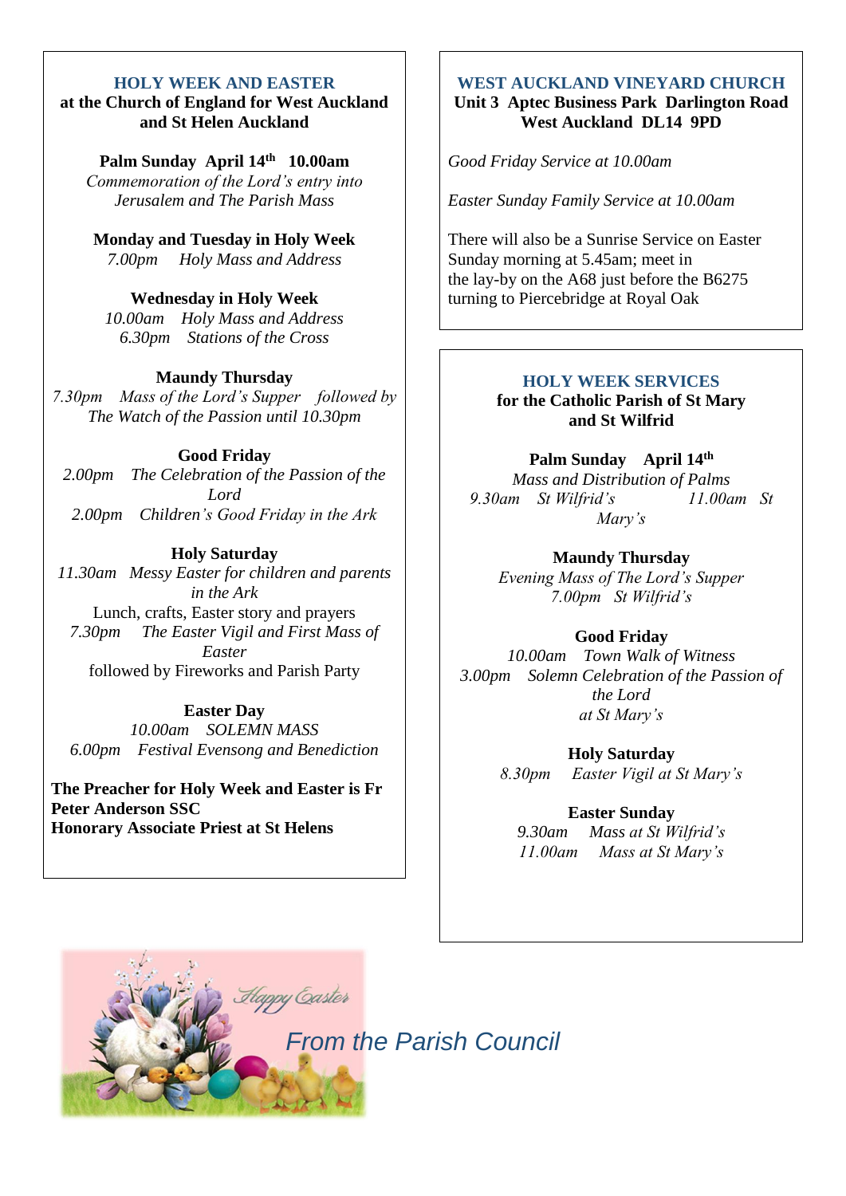## HOLY WEEK AND EASTER

**at the Church of England for West Auckland and St Helen Auckland**

**Palm Sunday April 14th 10.00am**
*Commemoration of the Lord's entry into Jerusalem and The Parish Mass*

**Monday and Tuesday in Holy Week**
*7.00pm Holy Mass and Address*

**Wednesday in Holy Week**
*10.00am Holy Mass and Address*
*6.30pm Stations of the Cross*

**Maundy Thursday**
*7.30pm Mass of the Lord's Supper followed by The Watch of the Passion until 10.30pm*

**Good Friday**
*2.00pm The Celebration of the Passion of the Lord*
*2.00pm Children's Good Friday in the Ark*

**Holy Saturday**
*11.30am Messy Easter for children and parents in the Ark*
Lunch, crafts, Easter story and prayers
*7.30pm The Easter Vigil and First Mass of Easter*
followed by Fireworks and Parish Party

**Easter Day**
*10.00am SOLEMN MASS*
*6.00pm Festival Evensong and Benediction*

**The Preacher for Holy Week and Easter is Fr Peter Anderson SSC**
**Honorary Associate Priest at St Helens**

## WEST AUCKLAND VINEYARD CHURCH

**Unit 3 Aptec Business Park Darlington Road West Auckland DL14 9PD**

*Good Friday Service at 10.00am*

*Easter Sunday Family Service at 10.00am*

There will also be a Sunrise Service on Easter Sunday morning at 5.45am; meet in the lay-by on the A68 just before the B6275 turning to Piercebridge at Royal Oak

## HOLY WEEK SERVICES

**for the Catholic Parish of St Mary and St Wilfrid**

**Palm Sunday April 14th**
*Mass and Distribution of Palms*
*9.30am St Wilfrid's 11.00am St Mary's*

**Maundy Thursday**
*Evening Mass of The Lord's Supper*
*7.00pm St Wilfrid's*

**Good Friday**
*10.00am Town Walk of Witness*
*3.00pm Solemn Celebration of the Passion of the Lord at St Mary's*

**Holy Saturday**
*8.30pm Easter Vigil at St Mary's*

**Easter Sunday**
*9.30am Mass at St Wilfrid's*
*11.00am Mass at St Mary's*

*Happy Easter*

*From the Parish Council*